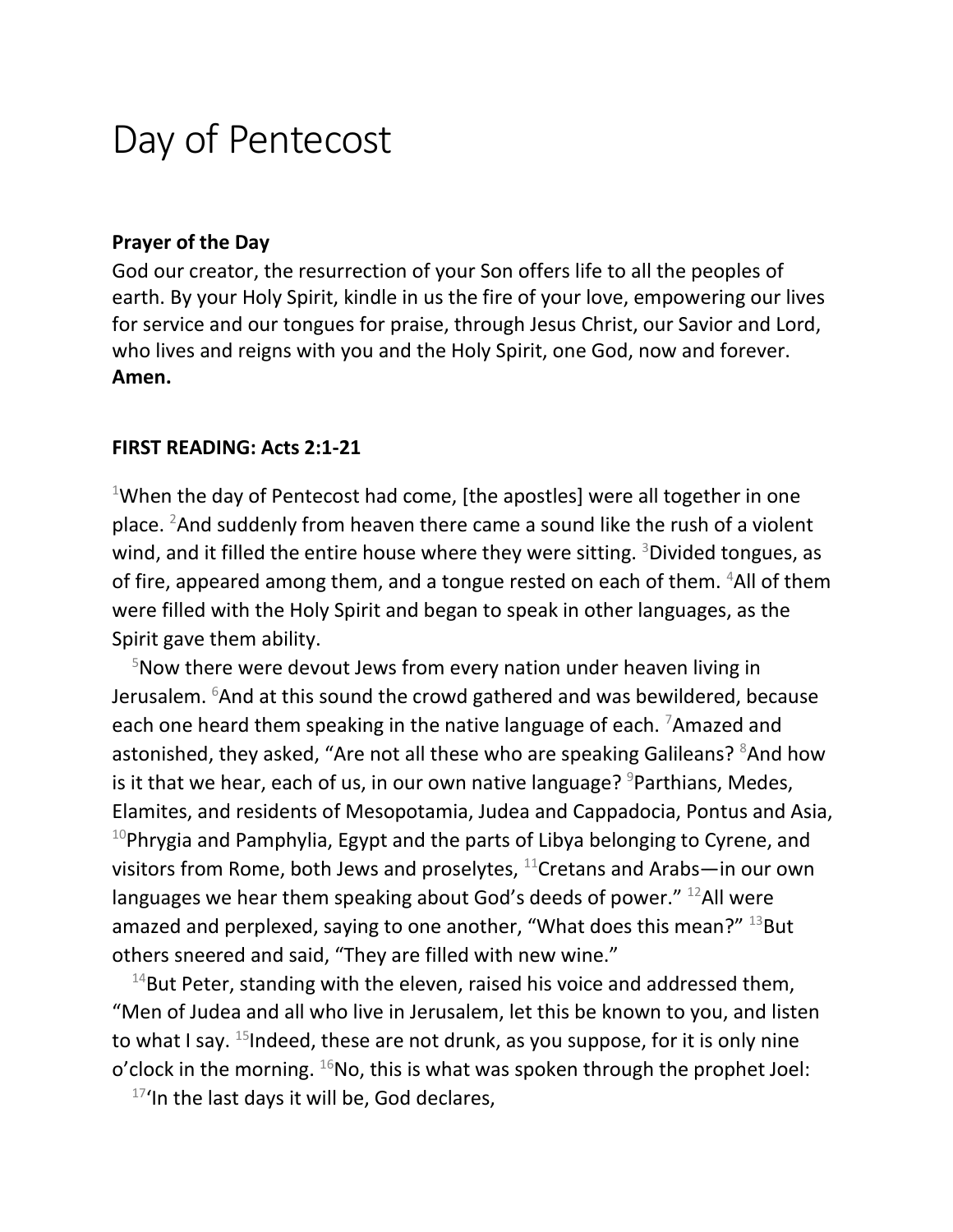# Day of Pentecost

**Prayer of the Day**
God our creator, the resurrection of your Son offers life to all the peoples of earth. By your Holy Spirit, kindle in us the fire of your love, empowering our lives for service and our tongues for praise, through Jesus Christ, our Savior and Lord, who lives and reigns with you and the Holy Spirit, one God, now and forever. **Amen.**

**FIRST READING: Acts 2:1-21**

[1]When the day of Pentecost had come, [the apostles] were all together in one place. [2]And suddenly from heaven there came a sound like the rush of a violent wind, and it filled the entire house where they were sitting. [3]Divided tongues, as of fire, appeared among them, and a tongue rested on each of them. [4]All of them were filled with the Holy Spirit and began to speak in other languages, as the Spirit gave them ability.

[5]Now there were devout Jews from every nation under heaven living in Jerusalem. [6]And at this sound the crowd gathered and was bewildered, because each one heard them speaking in the native language of each. [7]Amazed and astonished, they asked, “Are not all these who are speaking Galileans? [8]And how is it that we hear, each of us, in our own native language? [9]Parthians, Medes, Elamites, and residents of Mesopotamia, Judea and Cappadocia, Pontus and Asia, [10]Phrygia and Pamphylia, Egypt and the parts of Libya belonging to Cyrene, and visitors from Rome, both Jews and proselytes, [11]Cretans and Arabs—in our own languages we hear them speaking about God’s deeds of power.” [12]All were amazed and perplexed, saying to one another, “What does this mean?” [13]But others sneered and said, “They are filled with new wine.”

[14]But Peter, standing with the eleven, raised his voice and addressed them, “Men of Judea and all who live in Jerusalem, let this be known to you, and listen to what I say. [15]Indeed, these are not drunk, as you suppose, for it is only nine o’clock in the morning. [16]No, this is what was spoken through the prophet Joel:

[17]‘In the last days it will be, God declares,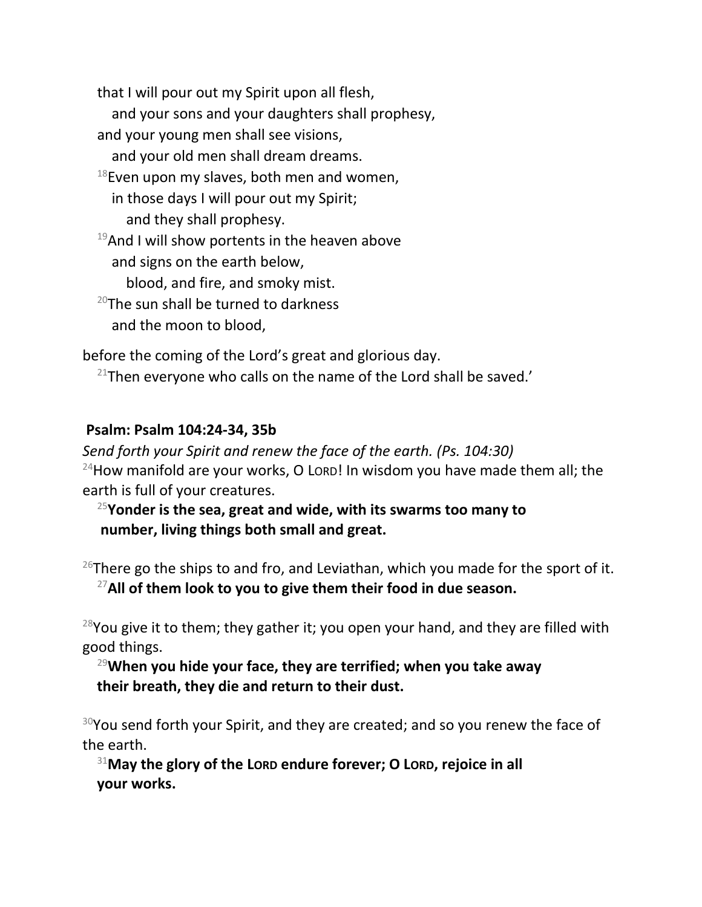that I will pour out my Spirit upon all flesh,
  and your sons and your daughters shall prophesy,
and your young men shall see visions,
  and your old men shall dream dreams.
[18]Even upon my slaves, both men and women,
  in those days I will pour out my Spirit;
    and they shall prophesy.
[19]And I will show portents in the heaven above
  and signs on the earth below,
    blood, and fire, and smoky mist.
[20]The sun shall be turned to darkness
  and the moon to blood,

before the coming of the Lord's great and glorious day.
[21]Then everyone who calls on the name of the Lord shall be saved.'

**Psalm: Psalm 104:24-34, 35b**

*Send forth your Spirit and renew the face of the earth. (Ps. 104:30)*

[24]How manifold are your works, O LORD! In wisdom you have made them all; the earth is full of your creatures.

**[25]Yonder is the sea, great and wide, with its swarms too many to number, living things both small and great.**

[26]There go the ships to and fro, and Leviathan, which you made for the sport of it.

**[27]All of them look to you to give them their food in due season.**

[28]You give it to them; they gather it; you open your hand, and they are filled with good things.

**[29]When you hide your face, they are terrified; when you take away their breath, they die and return to their dust.**

[30]You send forth your Spirit, and they are created; and so you renew the face of the earth.

**[31]May the glory of the LORD endure forever; O LORD, rejoice in all your works.**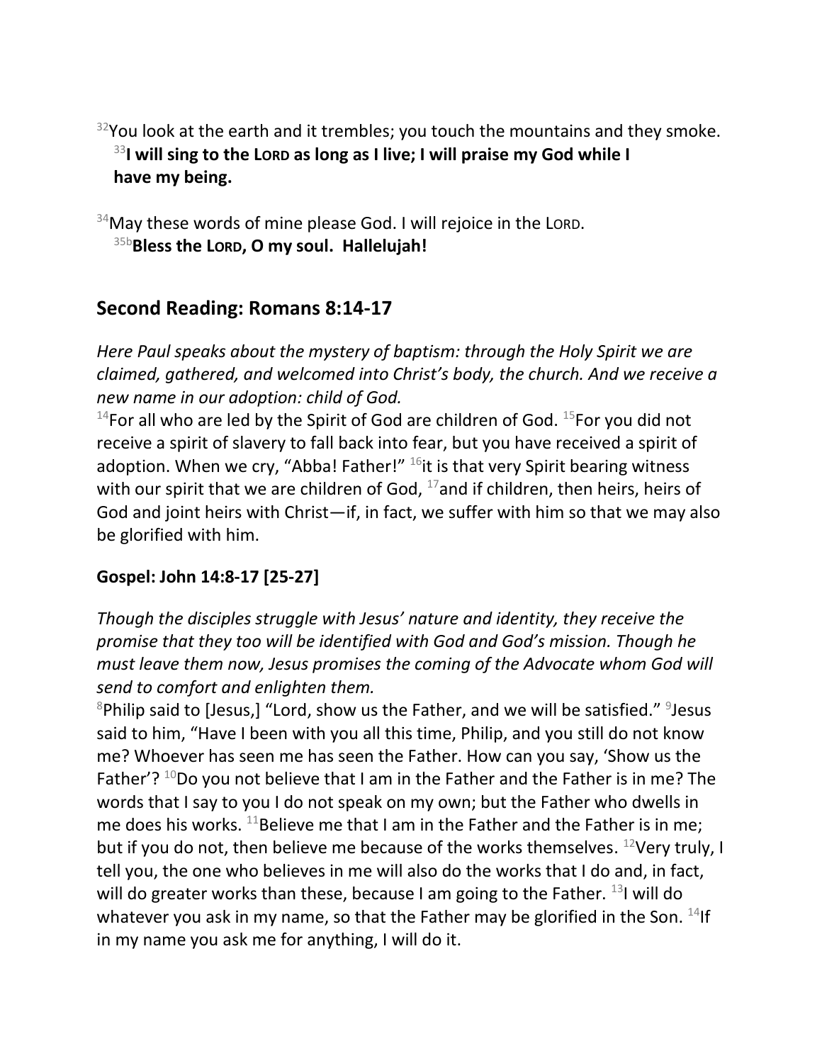[32]You look at the earth and it trembles; you touch the mountains and they smoke.
  **[33]I will sing to the LORD as long as I live; I will praise my God while I have my being.**

[34]May these words of mine please God. I will rejoice in the LORD.
  **[35b]Bless the LORD, O my soul. Hallelujah!**

## Second Reading: Romans 8:14-17

*Here Paul speaks about the mystery of baptism: through the Holy Spirit we are claimed, gathered, and welcomed into Christ's body, the church. And we receive a new name in our adoption: child of God.*

[14]For all who are led by the Spirit of God are children of God. [15]For you did not receive a spirit of slavery to fall back into fear, but you have received a spirit of adoption. When we cry, "Abba! Father!" [16]it is that very Spirit bearing witness with our spirit that we are children of God, [17]and if children, then heirs, heirs of God and joint heirs with Christ—if, in fact, we suffer with him so that we may also be glorified with him.

### Gospel: John 14:8-17 [25-27]

*Though the disciples struggle with Jesus' nature and identity, they receive the promise that they too will be identified with God and God's mission. Though he must leave them now, Jesus promises the coming of the Advocate whom God will send to comfort and enlighten them.*

[8]Philip said to [Jesus,] "Lord, show us the Father, and we will be satisfied." [9]Jesus said to him, "Have I been with you all this time, Philip, and you still do not know me? Whoever has seen me has seen the Father. How can you say, 'Show us the Father'? [10]Do you not believe that I am in the Father and the Father is in me? The words that I say to you I do not speak on my own; but the Father who dwells in me does his works. [11]Believe me that I am in the Father and the Father is in me; but if you do not, then believe me because of the works themselves. [12]Very truly, I tell you, the one who believes in me will also do the works that I do and, in fact, will do greater works than these, because I am going to the Father. [13]I will do whatever you ask in my name, so that the Father may be glorified in the Son. [14]If in my name you ask me for anything, I will do it.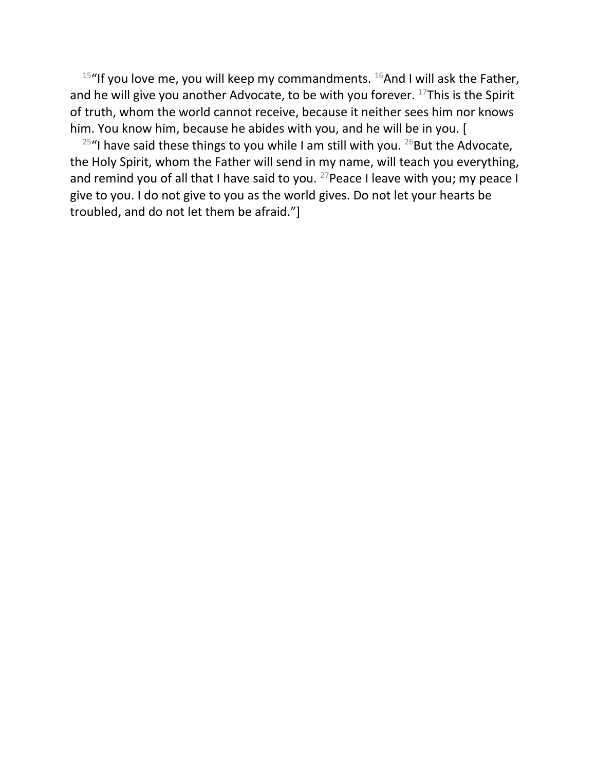[15]"If you love me, you will keep my commandments. [16]And I will ask the Father, and he will give you another Advocate, to be with you forever. [17]This is the Spirit of truth, whom the world cannot receive, because it neither sees him nor knows him. You know him, because he abides with you, and he will be in you. [

[25]"I have said these things to you while I am still with you. [26]But the Advocate, the Holy Spirit, whom the Father will send in my name, will teach you everything, and remind you of all that I have said to you. [27]Peace I leave with you; my peace I give to you. I do not give to you as the world gives. Do not let your hearts be troubled, and do not let them be afraid."]